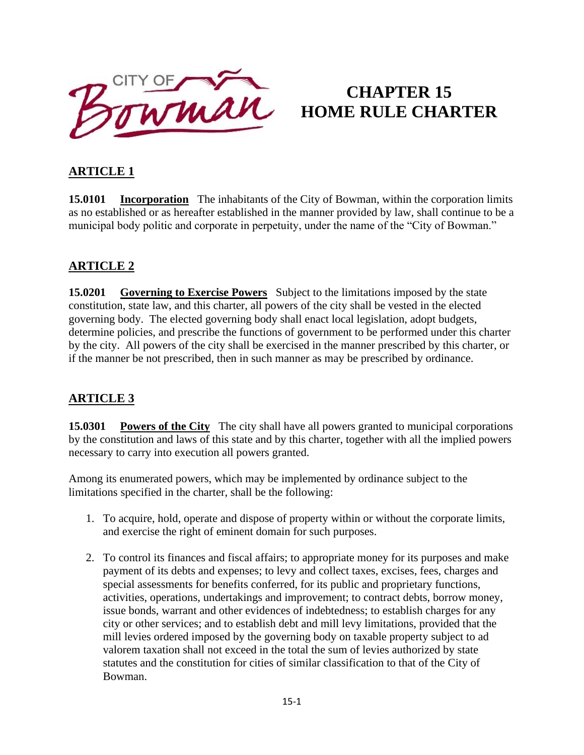CITY OF Bowman

# CHAPTER 15
# HOME RULE CHARTER

## ARTICLE 1

**15.0101** **Incorporation** The inhabitants of the City of Bowman, within the corporation limits as no established or as hereafter established in the manner provided by law, shall continue to be a municipal body politic and corporate in perpetuity, under the name of the "City of Bowman."

## ARTICLE 2

**15.0201** **Governing to Exercise Powers** Subject to the limitations imposed by the state constitution, state law, and this charter, all powers of the city shall be vested in the elected governing body. The elected governing body shall enact local legislation, adopt budgets, determine policies, and prescribe the functions of government to be performed under this charter by the city. All powers of the city shall be exercised in the manner prescribed by this charter, or if the manner be not prescribed, then in such manner as may be prescribed by ordinance.

## ARTICLE 3

**15.0301** **Powers of the City** The city shall have all powers granted to municipal corporations by the constitution and laws of this state and by this charter, together with all the implied powers necessary to carry into execution all powers granted.

Among its enumerated powers, which may be implemented by ordinance subject to the limitations specified in the charter, shall be the following:

1. To acquire, hold, operate and dispose of property within or without the corporate limits, and exercise the right of eminent domain for such purposes.

2. To control its finances and fiscal affairs; to appropriate money for its purposes and make payment of its debts and expenses; to levy and collect taxes, excises, fees, charges and special assessments for benefits conferred, for its public and proprietary functions, activities, operations, undertakings and improvement; to contract debts, borrow money, issue bonds, warrant and other evidences of indebtedness; to establish charges for any city or other services; and to establish debt and mill levy limitations, provided that the mill levies ordered imposed by the governing body on taxable property subject to ad valorem taxation shall not exceed in the total the sum of levies authorized by state statutes and the constitution for cities of similar classification to that of the City of Bowman.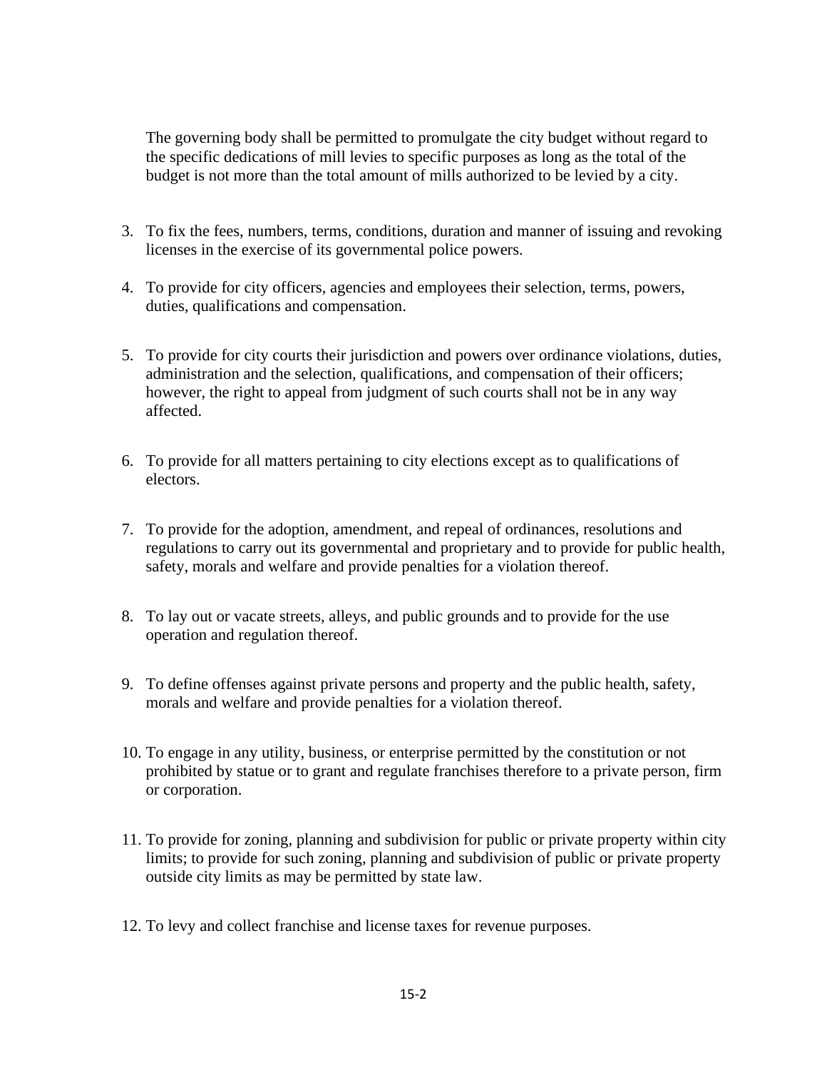The governing body shall be permitted to promulgate the city budget without regard to the specific dedications of mill levies to specific purposes as long as the total of the budget is not more than the total amount of mills authorized to be levied by a city.

3. To fix the fees, numbers, terms, conditions, duration and manner of issuing and revoking licenses in the exercise of its governmental police powers.

4. To provide for city officers, agencies and employees their selection, terms, powers, duties, qualifications and compensation.

5. To provide for city courts their jurisdiction and powers over ordinance violations, duties, administration and the selection, qualifications, and compensation of their officers; however, the right to appeal from judgment of such courts shall not be in any way affected.

6. To provide for all matters pertaining to city elections except as to qualifications of electors.

7. To provide for the adoption, amendment, and repeal of ordinances, resolutions and regulations to carry out its governmental and proprietary and to provide for public health, safety, morals and welfare and provide penalties for a violation thereof.

8. To lay out or vacate streets, alleys, and public grounds and to provide for the use operation and regulation thereof.

9. To define offenses against private persons and property and the public health, safety, morals and welfare and provide penalties for a violation thereof.

10. To engage in any utility, business, or enterprise permitted by the constitution or not prohibited by statue or to grant and regulate franchises therefore to a private person, firm or corporation.

11. To provide for zoning, planning and subdivision for public or private property within city limits; to provide for such zoning, planning and subdivision of public or private property outside city limits as may be permitted by state law.

12. To levy and collect franchise and license taxes for revenue purposes.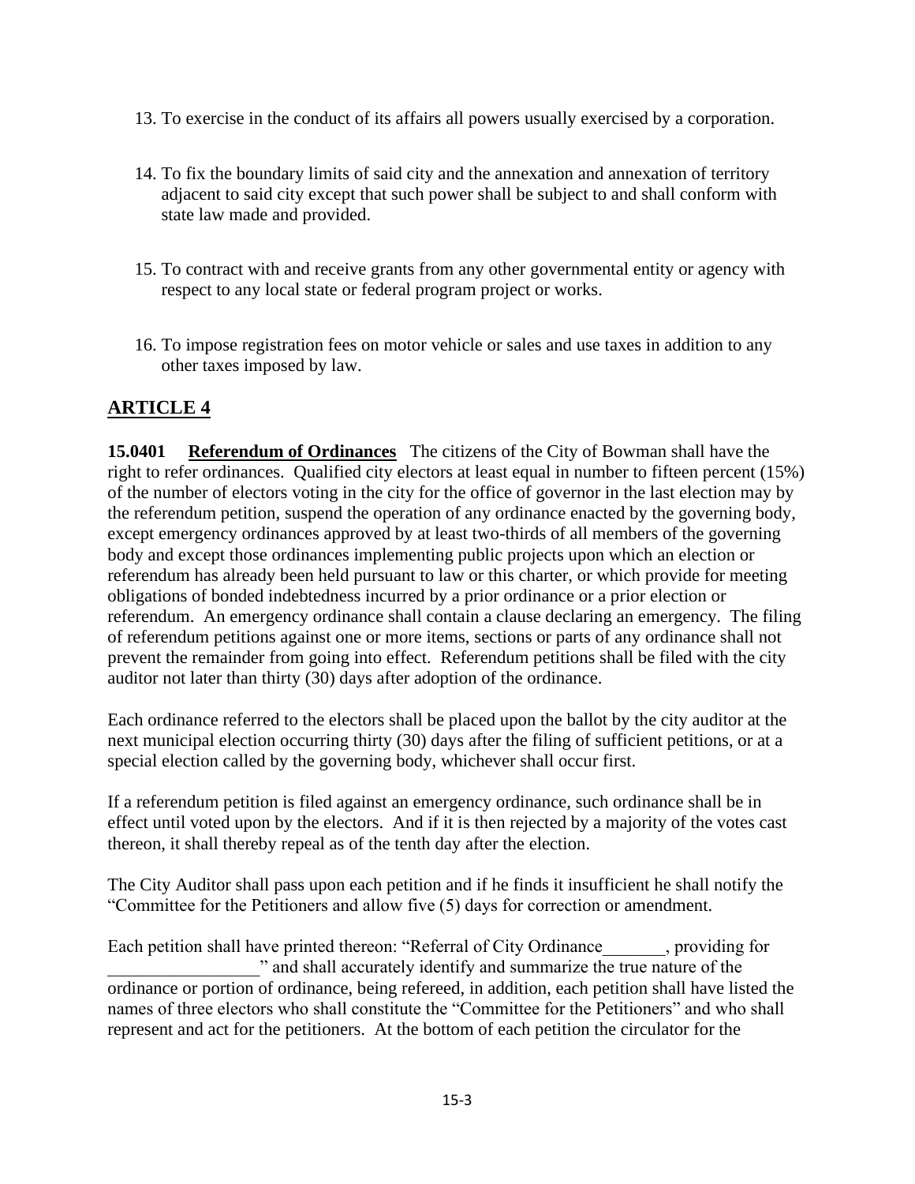13. To exercise in the conduct of its affairs all powers usually exercised by a corporation.

14. To fix the boundary limits of said city and the annexation and annexation of territory adjacent to said city except that such power shall be subject to and shall conform with state law made and provided.

15. To contract with and receive grants from any other governmental entity or agency with respect to any local state or federal program project or works.

16. To impose registration fees on motor vehicle or sales and use taxes in addition to any other taxes imposed by law.

## ARTICLE 4

**15.0401 Referendum of Ordinances** The citizens of the City of Bowman shall have the right to refer ordinances. Qualified city electors at least equal in number to fifteen percent (15%) of the number of electors voting in the city for the office of governor in the last election may by the referendum petition, suspend the operation of any ordinance enacted by the governing body, except emergency ordinances approved by at least two-thirds of all members of the governing body and except those ordinances implementing public projects upon which an election or referendum has already been held pursuant to law or this charter, or which provide for meeting obligations of bonded indebtedness incurred by a prior ordinance or a prior election or referendum. An emergency ordinance shall contain a clause declaring an emergency. The filing of referendum petitions against one or more items, sections or parts of any ordinance shall not prevent the remainder from going into effect. Referendum petitions shall be filed with the city auditor not later than thirty (30) days after adoption of the ordinance.

Each ordinance referred to the electors shall be placed upon the ballot by the city auditor at the next municipal election occurring thirty (30) days after the filing of sufficient petitions, or at a special election called by the governing body, whichever shall occur first.

If a referendum petition is filed against an emergency ordinance, such ordinance shall be in effect until voted upon by the electors. And if it is then rejected by a majority of the votes cast thereon, it shall thereby repeal as of the tenth day after the election.

The City Auditor shall pass upon each petition and if he finds it insufficient he shall notify the "Committee for the Petitioners and allow five (5) days for correction or amendment.

Each petition shall have printed thereon: "Referral of City Ordinance_______, providing for _________________" and shall accurately identify and summarize the true nature of the ordinance or portion of ordinance, being refereed, in addition, each petition shall have listed the names of three electors who shall constitute the "Committee for the Petitioners" and who shall represent and act for the petitioners. At the bottom of each petition the circulator for the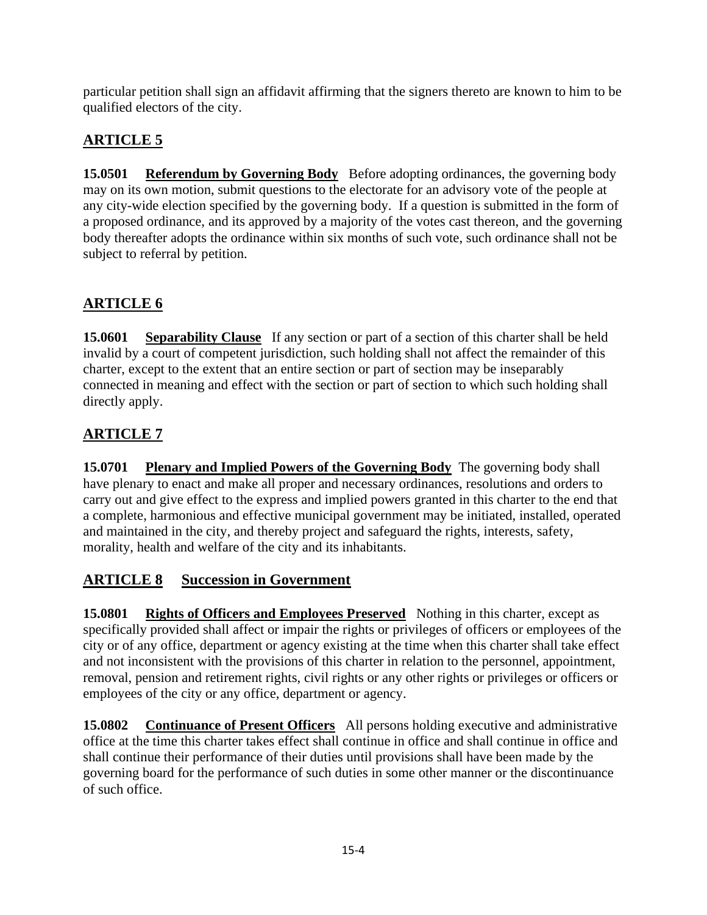particular petition shall sign an affidavit affirming that the signers thereto are known to him to be qualified electors of the city.

## ARTICLE 5

**15.0501 Referendum by Governing Body** Before adopting ordinances, the governing body may on its own motion, submit questions to the electorate for an advisory vote of the people at any city-wide election specified by the governing body. If a question is submitted in the form of a proposed ordinance, and its approved by a majority of the votes cast thereon, and the governing body thereafter adopts the ordinance within six months of such vote, such ordinance shall not be subject to referral by petition.

## ARTICLE 6

**15.0601 Separability Clause** If any section or part of a section of this charter shall be held invalid by a court of competent jurisdiction, such holding shall not affect the remainder of this charter, except to the extent that an entire section or part of section may be inseparably connected in meaning and effect with the section or part of section to which such holding shall directly apply.

## ARTICLE 7

**15.0701 Plenary and Implied Powers of the Governing Body** The governing body shall have plenary to enact and make all proper and necessary ordinances, resolutions and orders to carry out and give effect to the express and implied powers granted in this charter to the end that a complete, harmonious and effective municipal government may be initiated, installed, operated and maintained in the city, and thereby project and safeguard the rights, interests, safety, morality, health and welfare of the city and its inhabitants.

## ARTICLE 8 Succession in Government

**15.0801 Rights of Officers and Employees Preserved** Nothing in this charter, except as specifically provided shall affect or impair the rights or privileges of officers or employees of the city or of any office, department or agency existing at the time when this charter shall take effect and not inconsistent with the provisions of this charter in relation to the personnel, appointment, removal, pension and retirement rights, civil rights or any other rights or privileges or officers or employees of the city or any office, department or agency.

**15.0802 Continuance of Present Officers** All persons holding executive and administrative office at the time this charter takes effect shall continue in office and shall continue in office and shall continue their performance of their duties until provisions shall have been made by the governing board for the performance of such duties in some other manner or the discontinuance of such office.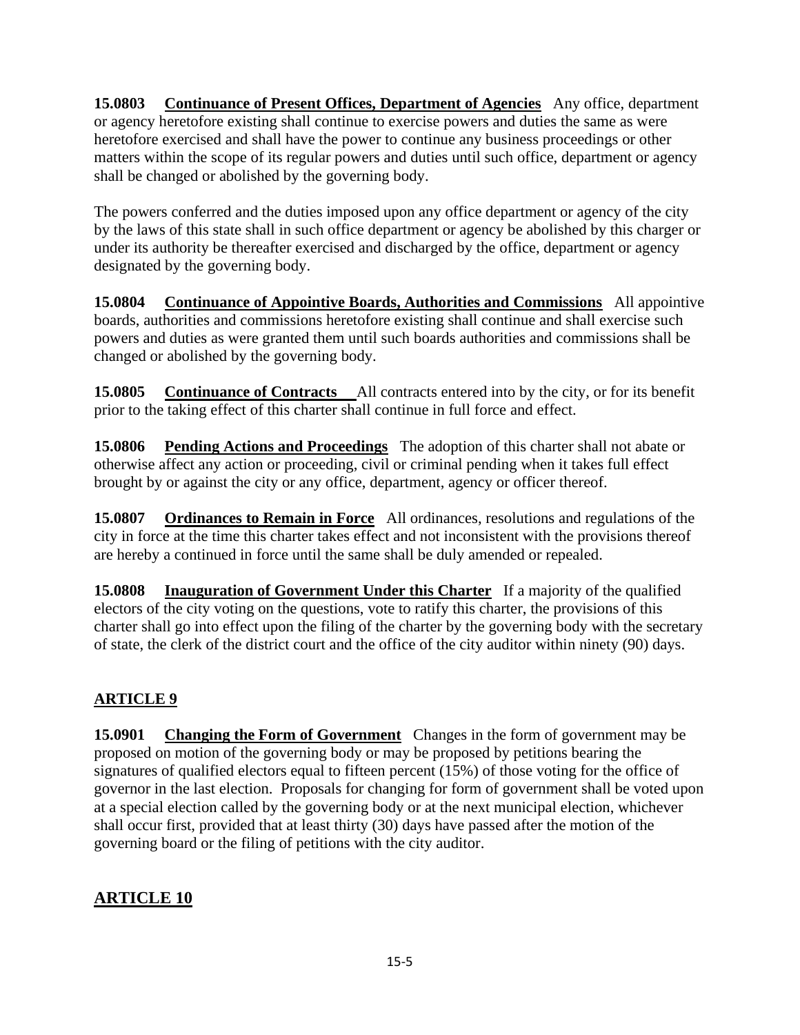**15.0803 Continuance of Present Offices, Department of Agencies** Any office, department or agency heretofore existing shall continue to exercise powers and duties the same as were heretofore exercised and shall have the power to continue any business proceedings or other matters within the scope of its regular powers and duties until such office, department or agency shall be changed or abolished by the governing body.

The powers conferred and the duties imposed upon any office department or agency of the city by the laws of this state shall in such office department or agency be abolished by this charger or under its authority be thereafter exercised and discharged by the office, department or agency designated by the governing body.

**15.0804 Continuance of Appointive Boards, Authorities and Commissions** All appointive boards, authorities and commissions heretofore existing shall continue and shall exercise such powers and duties as were granted them until such boards authorities and commissions shall be changed or abolished by the governing body.

**15.0805 Continuance of Contracts** All contracts entered into by the city, or for its benefit prior to the taking effect of this charter shall continue in full force and effect.

**15.0806 Pending Actions and Proceedings** The adoption of this charter shall not abate or otherwise affect any action or proceeding, civil or criminal pending when it takes full effect brought by or against the city or any office, department, agency or officer thereof.

**15.0807 Ordinances to Remain in Force** All ordinances, resolutions and regulations of the city in force at the time this charter takes effect and not inconsistent with the provisions thereof are hereby a continued in force until the same shall be duly amended or repealed.

**15.0808 Inauguration of Government Under this Charter** If a majority of the qualified electors of the city voting on the questions, vote to ratify this charter, the provisions of this charter shall go into effect upon the filing of the charter by the governing body with the secretary of state, the clerk of the district court and the office of the city auditor within ninety (90) days.

## ARTICLE 9

**15.0901 Changing the Form of Government** Changes in the form of government may be proposed on motion of the governing body or may be proposed by petitions bearing the signatures of qualified electors equal to fifteen percent (15%) of those voting for the office of governor in the last election. Proposals for changing for form of government shall be voted upon at a special election called by the governing body or at the next municipal election, whichever shall occur first, provided that at least thirty (30) days have passed after the motion of the governing board or the filing of petitions with the city auditor.

## ARTICLE 10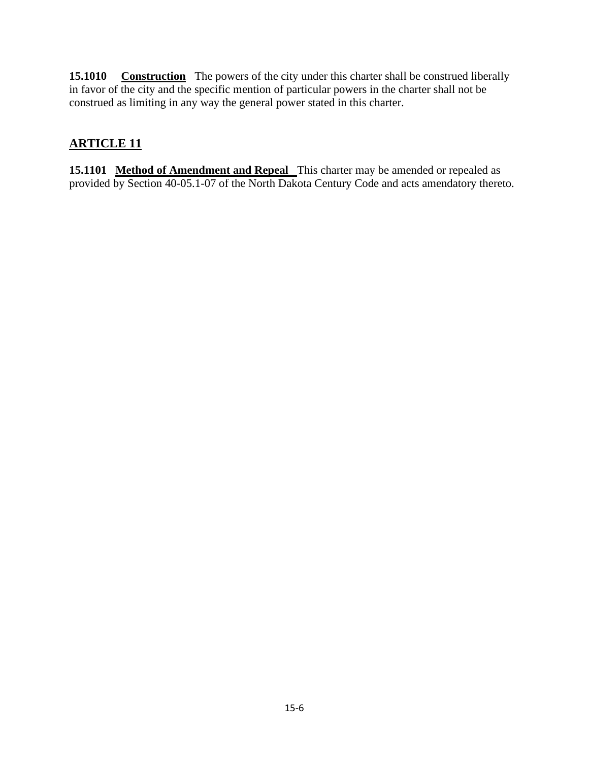**15.1010 Construction** The powers of the city under this charter shall be construed liberally in favor of the city and the specific mention of particular powers in the charter shall not be construed as limiting in any way the general power stated in this charter.

## ARTICLE 11

**15.1101 Method of Amendment and Repeal** This charter may be amended or repealed as provided by Section 40-05.1-07 of the North Dakota Century Code and acts amendatory thereto.